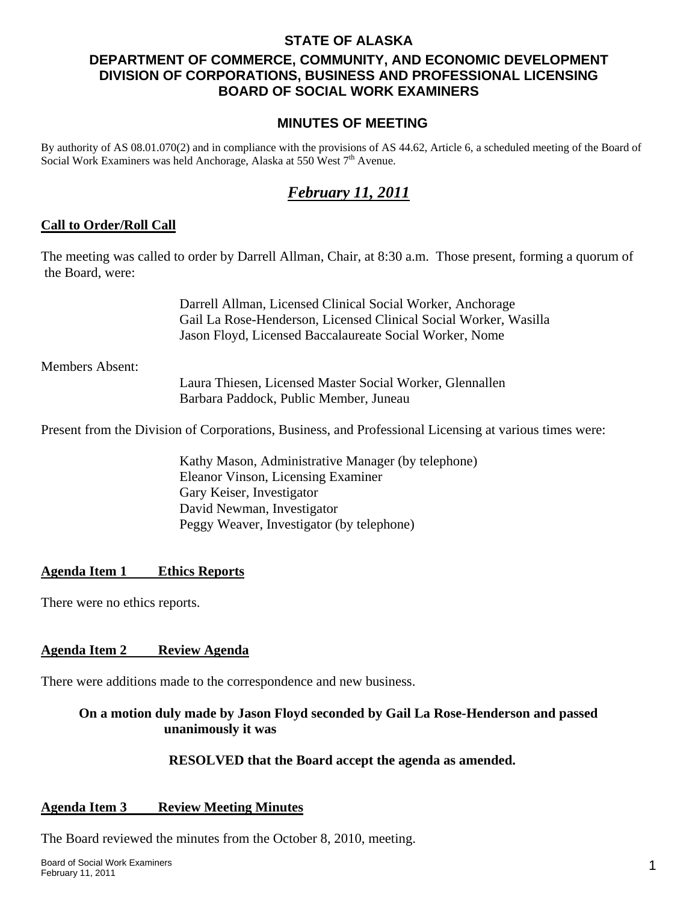**STATE OF ALASKA**

**DEPARTMENT OF COMMERCE, COMMUNITY, AND ECONOMIC DEVELOPMENT**
**DIVISION OF CORPORATIONS, BUSINESS AND PROFESSIONAL LICENSING**
**BOARD OF SOCIAL WORK EXAMINERS**

**MINUTES OF MEETING**

By authority of AS 08.01.070(2) and in compliance with the provisions of AS 44.62, Article 6, a scheduled meeting of the Board of Social Work Examiners was held Anchorage, Alaska at 550 West 7th Avenue.

***February 11, 2011***

**Call to Order/Roll Call**

The meeting was called to order by Darrell Allman, Chair, at 8:30 a.m. Those present, forming a quorum of the Board, were:

Darrell Allman, Licensed Clinical Social Worker, Anchorage
Gail La Rose-Henderson, Licensed Clinical Social Worker, Wasilla
Jason Floyd, Licensed Baccalaureate Social Worker, Nome

Members Absent:

Laura Thiesen, Licensed Master Social Worker, Glennallen
Barbara Paddock, Public Member, Juneau

Present from the Division of Corporations, Business, and Professional Licensing at various times were:

Kathy Mason, Administrative Manager (by telephone)
Eleanor Vinson, Licensing Examiner
Gary Keiser, Investigator
David Newman, Investigator
Peggy Weaver, Investigator (by telephone)

**Agenda Item 1 Ethics Reports**

There were no ethics reports.

**Agenda Item 2 Review Agenda**

There were additions made to the correspondence and new business.

**On a motion duly made by Jason Floyd seconded by Gail La Rose-Henderson and passed unanimously it was**

**RESOLVED that the Board accept the agenda as amended.**

**Agenda Item 3 Review Meeting Minutes**

The Board reviewed the minutes from the October 8, 2010, meeting.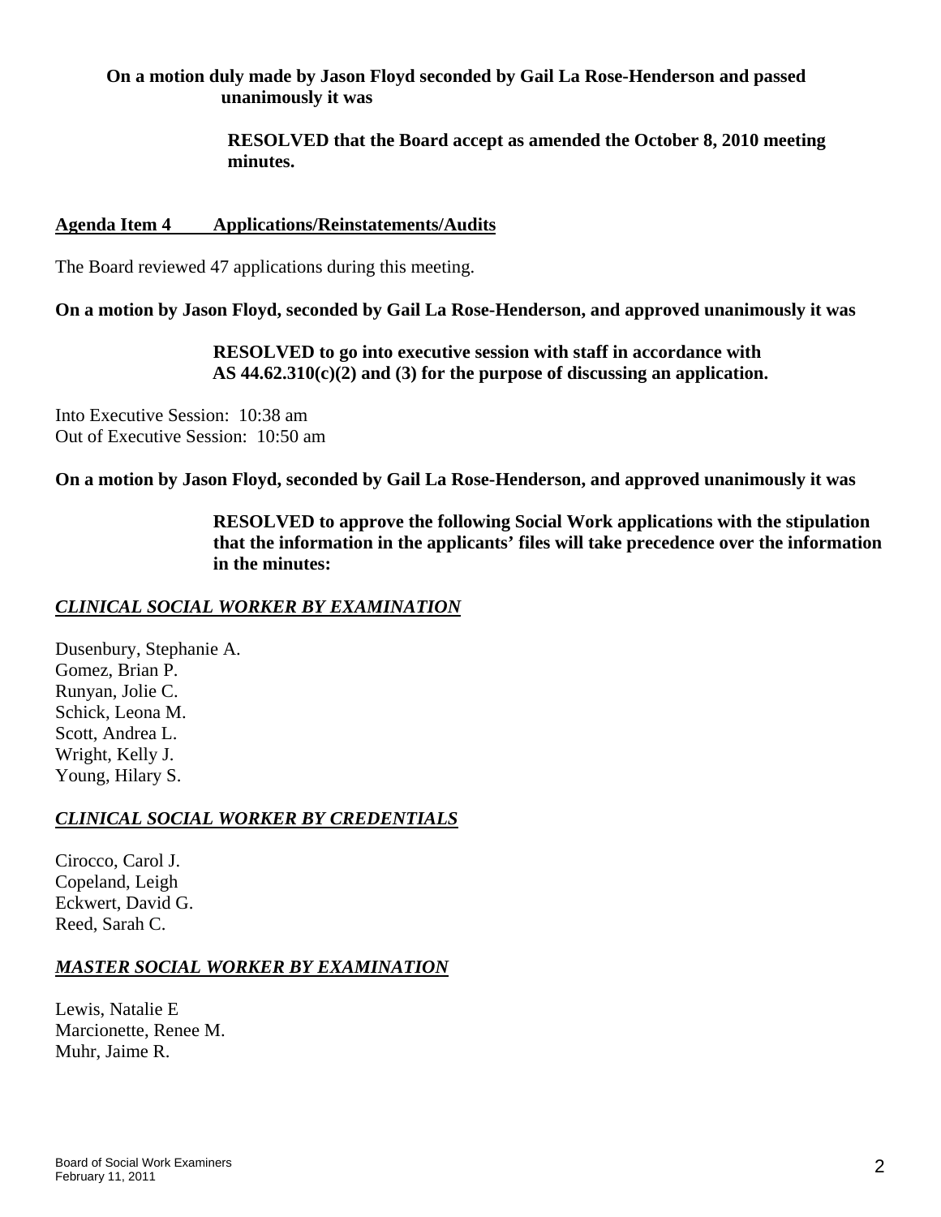**On a motion duly made by Jason Floyd seconded by Gail La Rose-Henderson and passed unanimously it was**

**RESOLVED that the Board accept as amended the October 8, 2010 meeting minutes.**

## Agenda Item 4 Applications/Reinstatements/Audits

The Board reviewed 47 applications during this meeting.

**On a motion by Jason Floyd, seconded by Gail La Rose-Henderson, and approved unanimously it was**

**RESOLVED to go into executive session with staff in accordance with AS 44.62.310(c)(2) and (3) for the purpose of discussing an application.**

Into Executive Session: 10:38 am
Out of Executive Session: 10:50 am

**On a motion by Jason Floyd, seconded by Gail La Rose-Henderson, and approved unanimously it was**

**RESOLVED to approve the following Social Work applications with the stipulation that the information in the applicants' files will take precedence over the information in the minutes:**

### ***CLINICAL SOCIAL WORKER BY EXAMINATION***

Dusenbury, Stephanie A.
Gomez, Brian P.
Runyan, Jolie C.
Schick, Leona M.
Scott, Andrea L.
Wright, Kelly J.
Young, Hilary S.

### ***CLINICAL SOCIAL WORKER BY CREDENTIALS***

Cirocco, Carol J.
Copeland, Leigh
Eckwert, David G.
Reed, Sarah C.

### ***MASTER SOCIAL WORKER BY EXAMINATION***

Lewis, Natalie E
Marcionette, Renee M.
Muhr, Jaime R.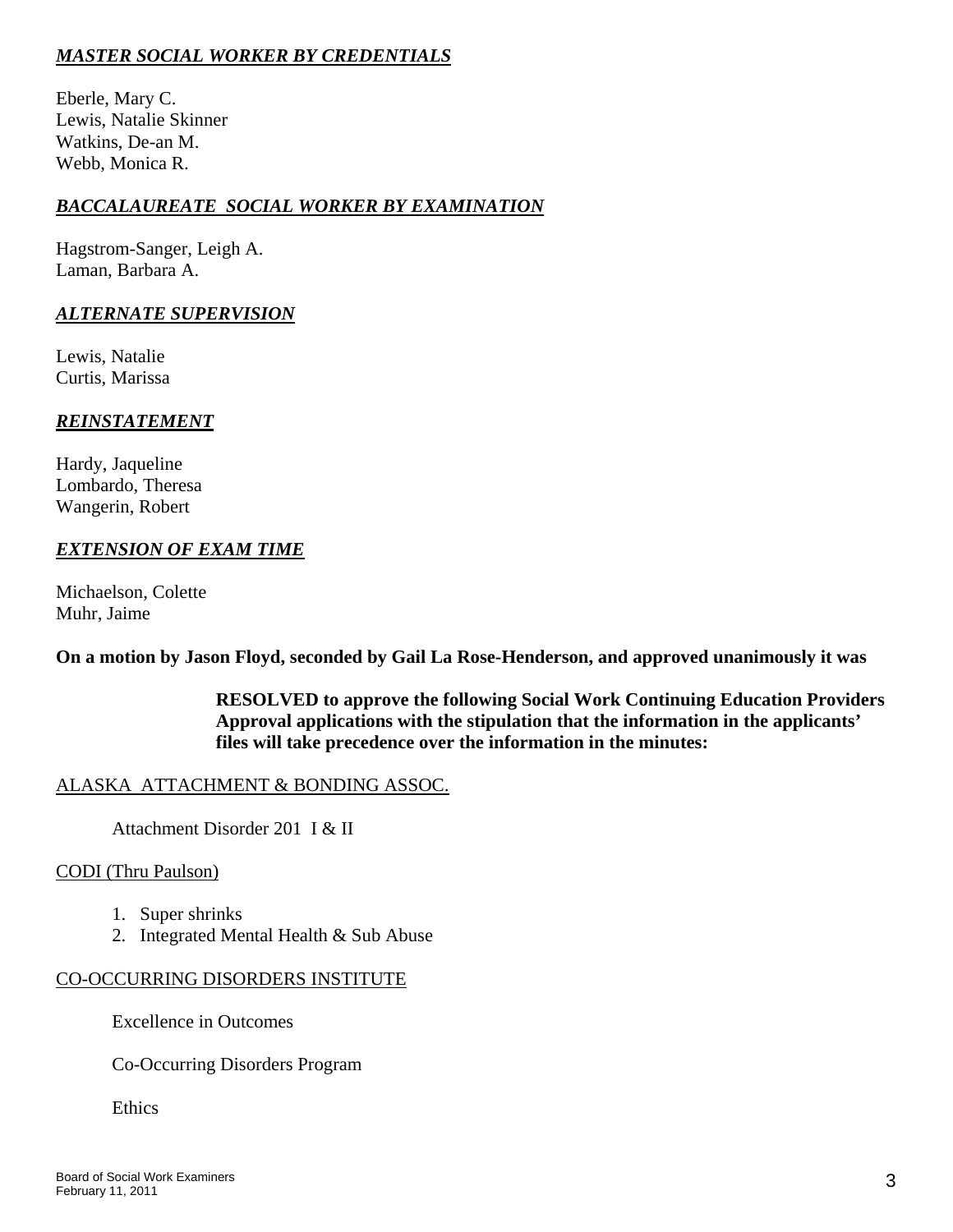***MASTER SOCIAL WORKER BY CREDENTIALS***

Eberle, Mary C.
Lewis, Natalie Skinner
Watkins, De-an M.
Webb, Monica R.

***BACCALAUREATE SOCIAL WORKER BY EXAMINATION***

Hagstrom-Sanger, Leigh A.
Laman, Barbara A.

***ALTERNATE SUPERVISION***

Lewis, Natalie
Curtis, Marissa

***REINSTATEMENT***

Hardy, Jaqueline
Lombardo, Theresa
Wangerin, Robert

***EXTENSION OF EXAM TIME***

Michaelson, Colette
Muhr, Jaime

**On a motion by Jason Floyd, seconded by Gail La Rose-Henderson, and approved unanimously it was**

> **RESOLVED to approve the following Social Work Continuing Education Providers Approval applications with the stipulation that the information in the applicants' files will take precedence over the information in the minutes:**

ALASKA ATTACHMENT & BONDING ASSOC.

Attachment Disorder 201 I & II

CODI (Thru Paulson)

1. Super shrinks
2. Integrated Mental Health & Sub Abuse

CO-OCCURRING DISORDERS INSTITUTE

Excellence in Outcomes

Co-Occurring Disorders Program

Ethics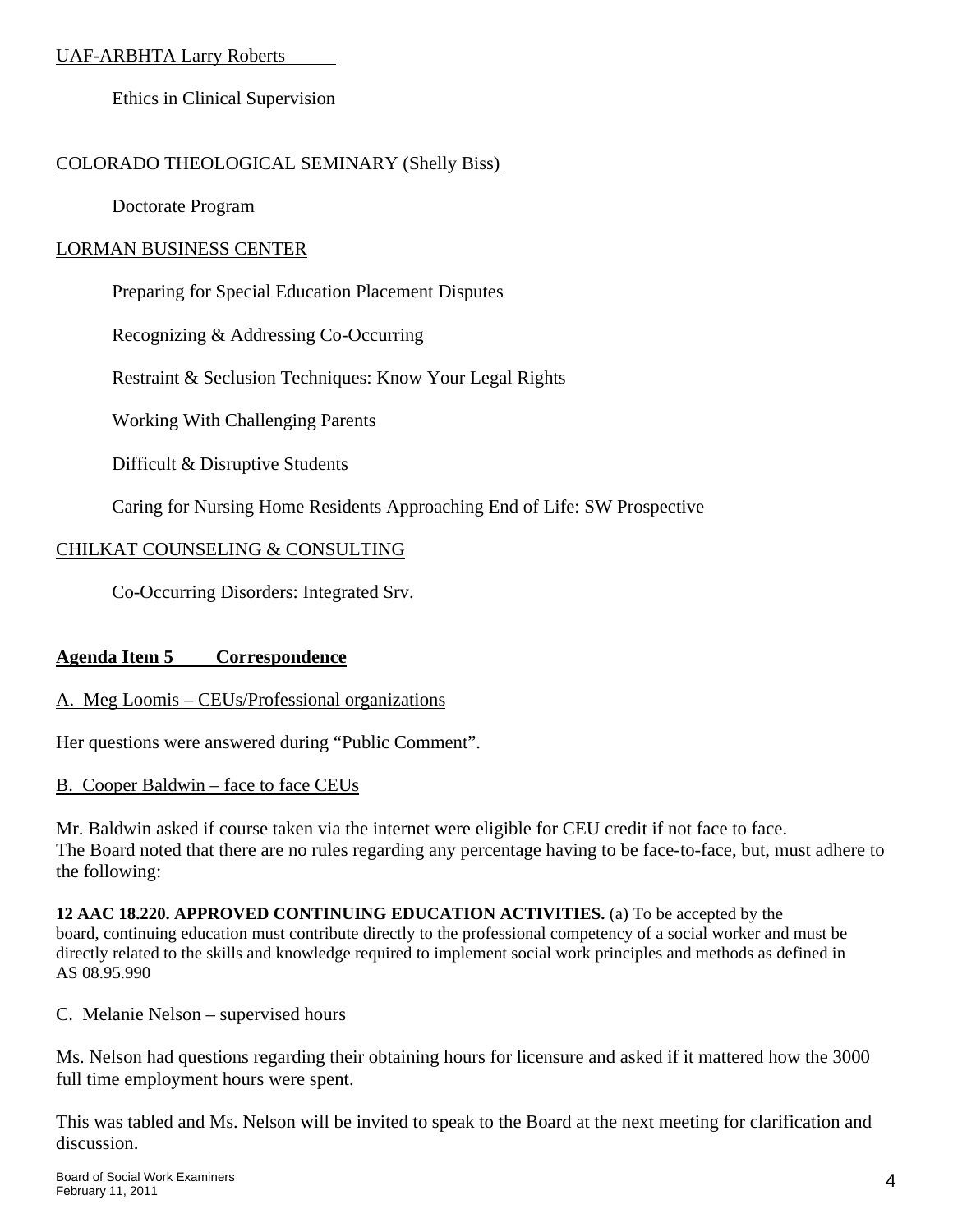UAF-ARBHTA Larry Roberts

Ethics in Clinical Supervision

COLORADO THEOLOGICAL SEMINARY (Shelly Biss)

Doctorate Program

LORMAN BUSINESS CENTER

Preparing for Special Education Placement Disputes

Recognizing & Addressing Co-Occurring

Restraint & Seclusion Techniques: Know Your Legal Rights

Working With Challenging Parents

Difficult & Disruptive Students

Caring for Nursing Home Residents Approaching End of Life: SW Prospective

CHILKAT COUNSELING & CONSULTING

Co-Occurring Disorders: Integrated Srv.

**Agenda Item 5 Correspondence**

A. Meg Loomis – CEUs/Professional organizations

Her questions were answered during "Public Comment".

B. Cooper Baldwin – face to face CEUs

Mr. Baldwin asked if course taken via the internet were eligible for CEU credit if not face to face. The Board noted that there are no rules regarding any percentage having to be face-to-face, but, must adhere to the following:

**12 AAC 18.220. APPROVED CONTINUING EDUCATION ACTIVITIES.** (a) To be accepted by the board, continuing education must contribute directly to the professional competency of a social worker and must be directly related to the skills and knowledge required to implement social work principles and methods as defined in AS 08.95.990

C. Melanie Nelson – supervised hours

Ms. Nelson had questions regarding their obtaining hours for licensure and asked if it mattered how the 3000 full time employment hours were spent.

This was tabled and Ms. Nelson will be invited to speak to the Board at the next meeting for clarification and discussion.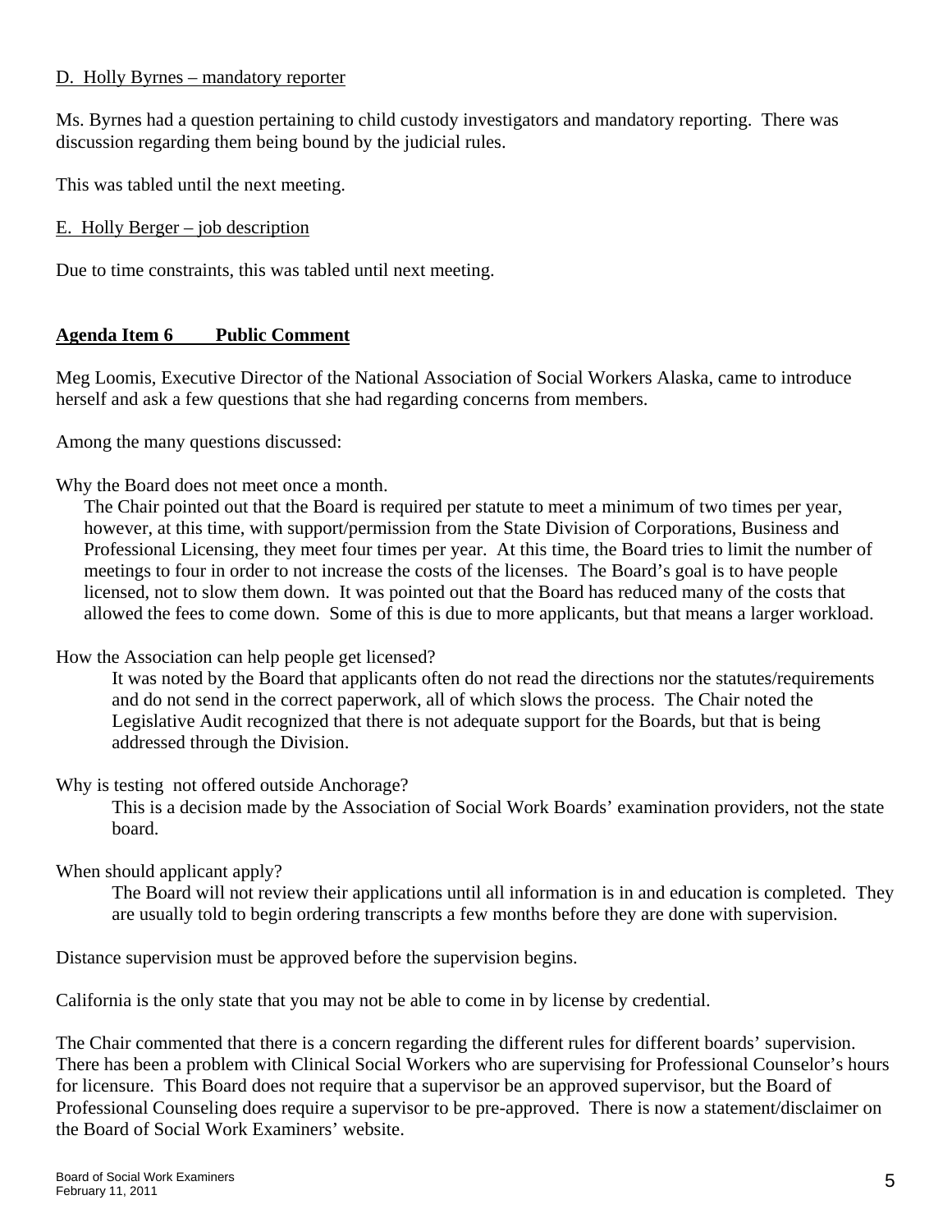D. Holly Byrnes – mandatory reporter

Ms. Byrnes had a question pertaining to child custody investigators and mandatory reporting. There was discussion regarding them being bound by the judicial rules.

This was tabled until the next meeting.

E. Holly Berger – job description

Due to time constraints, this was tabled until next meeting.

**Agenda Item 6 Public Comment**

Meg Loomis, Executive Director of the National Association of Social Workers Alaska, came to introduce herself and ask a few questions that she had regarding concerns from members.

Among the many questions discussed:

Why the Board does not meet once a month.

The Chair pointed out that the Board is required per statute to meet a minimum of two times per year, however, at this time, with support/permission from the State Division of Corporations, Business and Professional Licensing, they meet four times per year. At this time, the Board tries to limit the number of meetings to four in order to not increase the costs of the licenses. The Board's goal is to have people licensed, not to slow them down. It was pointed out that the Board has reduced many of the costs that allowed the fees to come down. Some of this is due to more applicants, but that means a larger workload.

How the Association can help people get licensed?

It was noted by the Board that applicants often do not read the directions nor the statutes/requirements and do not send in the correct paperwork, all of which slows the process. The Chair noted the Legislative Audit recognized that there is not adequate support for the Boards, but that is being addressed through the Division.

Why is testing not offered outside Anchorage?

This is a decision made by the Association of Social Work Boards' examination providers, not the state board.

When should applicant apply?

The Board will not review their applications until all information is in and education is completed. They are usually told to begin ordering transcripts a few months before they are done with supervision.

Distance supervision must be approved before the supervision begins.

California is the only state that you may not be able to come in by license by credential.

The Chair commented that there is a concern regarding the different rules for different boards' supervision. There has been a problem with Clinical Social Workers who are supervising for Professional Counselor's hours for licensure. This Board does not require that a supervisor be an approved supervisor, but the Board of Professional Counseling does require a supervisor to be pre-approved. There is now a statement/disclaimer on the Board of Social Work Examiners' website.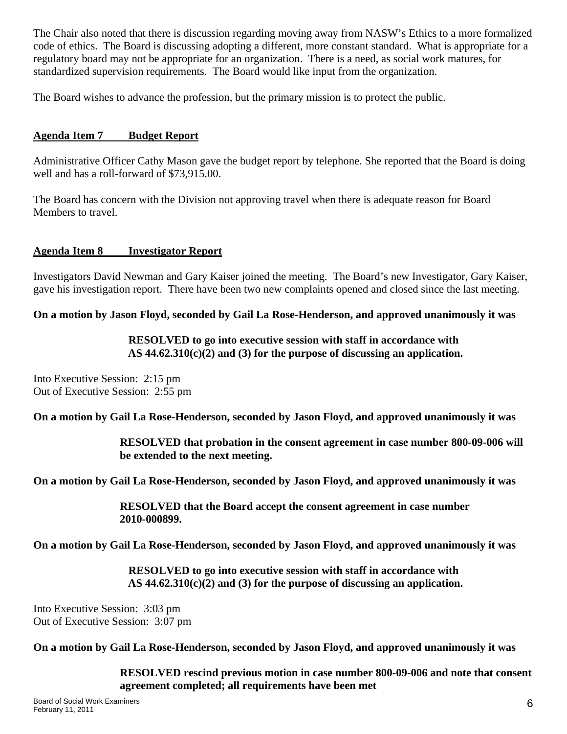The Chair also noted that there is discussion regarding moving away from NASW's Ethics to a more formalized code of ethics. The Board is discussing adopting a different, more constant standard. What is appropriate for a regulatory board may not be appropriate for an organization. There is a need, as social work matures, for standardized supervision requirements. The Board would like input from the organization.

The Board wishes to advance the profession, but the primary mission is to protect the public.

## Agenda Item 7 Budget Report

Administrative Officer Cathy Mason gave the budget report by telephone. She reported that the Board is doing well and has a roll-forward of $73,915.00.

The Board has concern with the Division not approving travel when there is adequate reason for Board Members to travel.

## Agenda Item 8 Investigator Report

Investigators David Newman and Gary Kaiser joined the meeting. The Board's new Investigator, Gary Kaiser, gave his investigation report. There have been two new complaints opened and closed since the last meeting.

**On a motion by Jason Floyd, seconded by Gail La Rose-Henderson, and approved unanimously it was**

> **RESOLVED to go into executive session with staff in accordance with AS 44.62.310(c)(2) and (3) for the purpose of discussing an application.**

Into Executive Session: 2:15 pm
Out of Executive Session: 2:55 pm

**On a motion by Gail La Rose-Henderson, seconded by Jason Floyd, and approved unanimously it was**

> **RESOLVED that probation in the consent agreement in case number 800-09-006 will be extended to the next meeting.**

**On a motion by Gail La Rose-Henderson, seconded by Jason Floyd, and approved unanimously it was**

> **RESOLVED that the Board accept the consent agreement in case number 2010-000899.**

**On a motion by Gail La Rose-Henderson, seconded by Jason Floyd, and approved unanimously it was**

> **RESOLVED to go into executive session with staff in accordance with AS 44.62.310(c)(2) and (3) for the purpose of discussing an application.**

Into Executive Session: 3:03 pm
Out of Executive Session: 3:07 pm

**On a motion by Gail La Rose-Henderson, seconded by Jason Floyd, and approved unanimously it was**

> **RESOLVED rescind previous motion in case number 800-09-006 and note that consent agreement completed; all requirements have been met**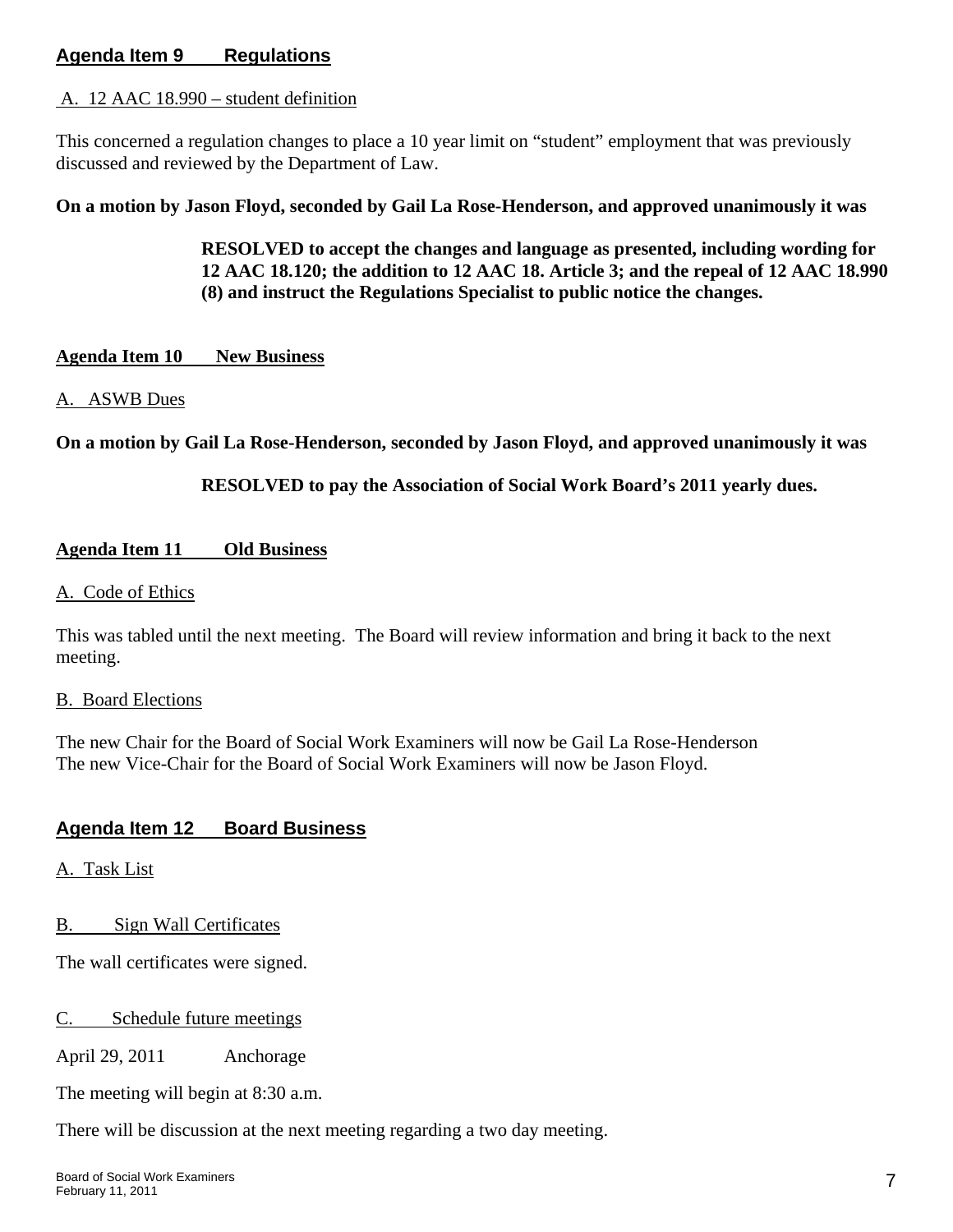## Agenda Item 9 Regulations

A. 12 AAC 18.990 – student definition

This concerned a regulation changes to place a 10 year limit on "student" employment that was previously discussed and reviewed by the Department of Law.

**On a motion by Jason Floyd, seconded by Gail La Rose-Henderson, and approved unanimously it was**

> **RESOLVED to accept the changes and language as presented, including wording for 12 AAC 18.120; the addition to 12 AAC 18. Article 3; and the repeal of 12 AAC 18.990 (8) and instruct the Regulations Specialist to public notice the changes.**

## Agenda Item 10 New Business

A. ASWB Dues

**On a motion by Gail La Rose-Henderson, seconded by Jason Floyd, and approved unanimously it was**

> **RESOLVED to pay the Association of Social Work Board's 2011 yearly dues.**

## Agenda Item 11 Old Business

A. Code of Ethics

This was tabled until the next meeting. The Board will review information and bring it back to the next meeting.

B. Board Elections

The new Chair for the Board of Social Work Examiners will now be Gail La Rose-Henderson
The new Vice-Chair for the Board of Social Work Examiners will now be Jason Floyd.

## Agenda Item 12 Board Business

A. Task List

B. Sign Wall Certificates

The wall certificates were signed.

C. Schedule future meetings

April 29, 2011 Anchorage

The meeting will begin at 8:30 a.m.

There will be discussion at the next meeting regarding a two day meeting.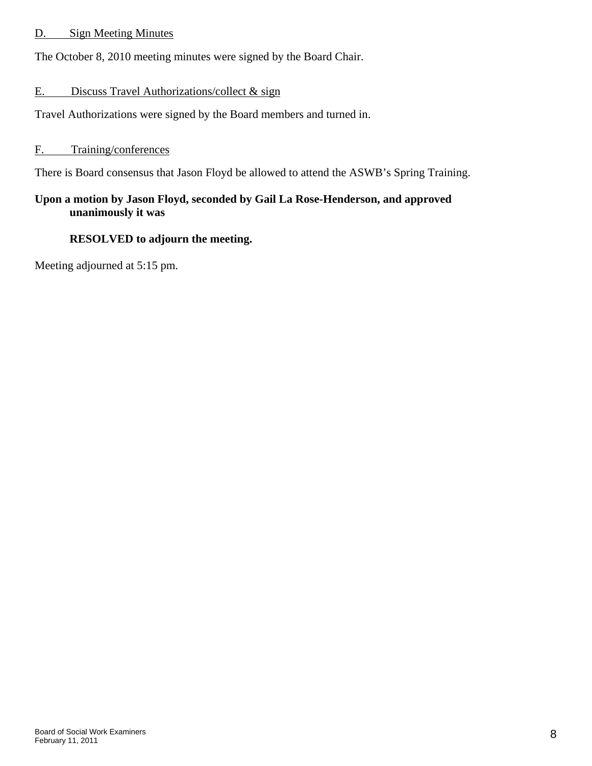D. Sign Meeting Minutes

The October 8, 2010 meeting minutes were signed by the Board Chair.

E. Discuss Travel Authorizations/collect & sign

Travel Authorizations were signed by the Board members and turned in.

F. Training/conferences

There is Board consensus that Jason Floyd be allowed to attend the ASWB's Spring Training.

**Upon a motion by Jason Floyd, seconded by Gail La Rose-Henderson, and approved unanimously it was**

**RESOLVED to adjourn the meeting.**

Meeting adjourned at 5:15 pm.